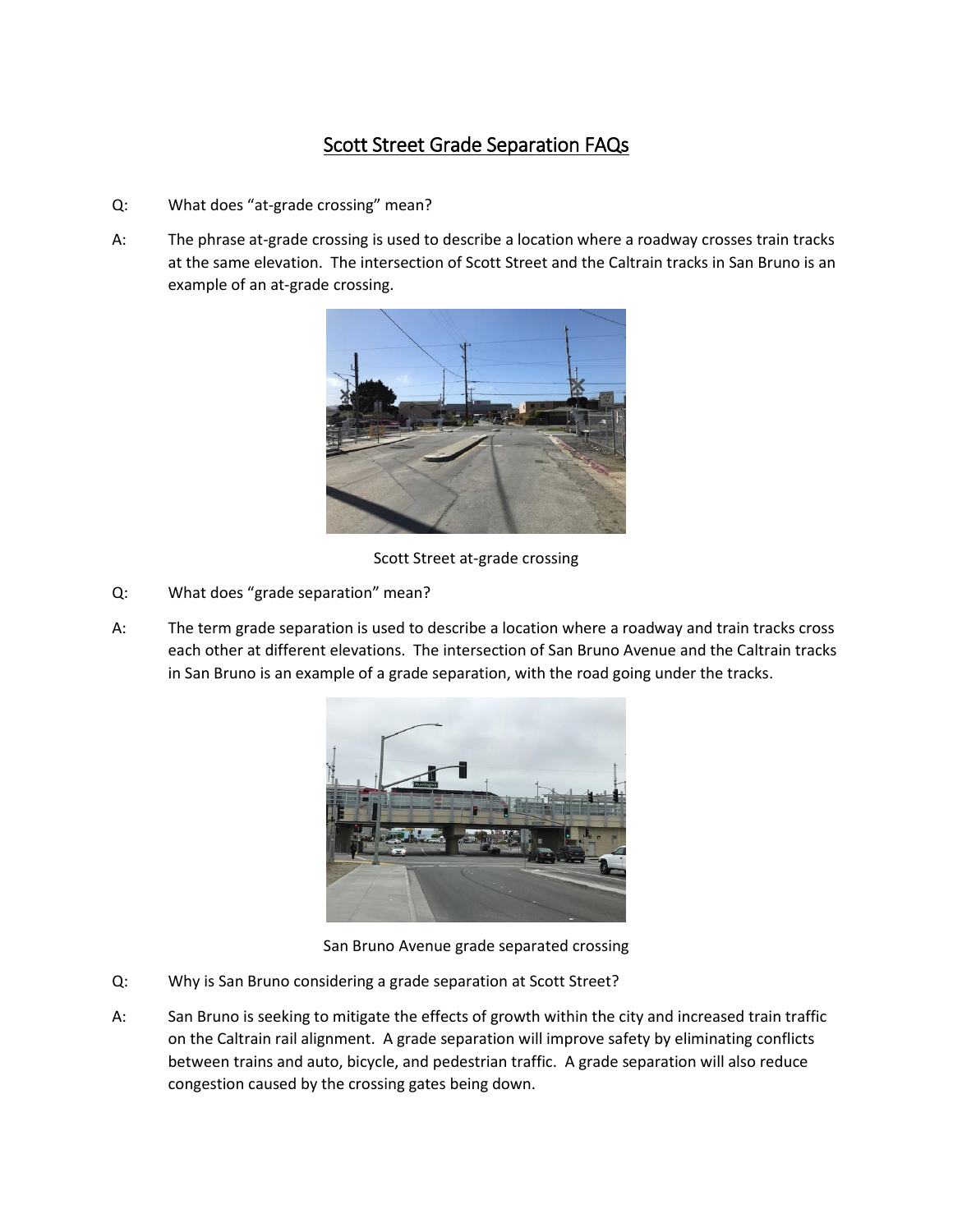# Scott Street Grade Separation FAQs

Q: What does "at-grade crossing" mean?

A: The phrase at-grade crossing is used to describe a location where a roadway crosses train tracks at the same elevation. The intersection of Scott Street and the Caltrain tracks in San Bruno is an example of an at-grade crossing.

Scott Street at-grade crossing

Q: What does "grade separation" mean?

A: The term grade separation is used to describe a location where a roadway and train tracks cross each other at different elevations. The intersection of San Bruno Avenue and the Caltrain tracks in San Bruno is an example of a grade separation, with the road going under the tracks.

San Bruno Avenue grade separated crossing

Q: Why is San Bruno considering a grade separation at Scott Street?

A: San Bruno is seeking to mitigate the effects of growth within the city and increased train traffic on the Caltrain rail alignment. A grade separation will improve safety by eliminating conflicts between trains and auto, bicycle, and pedestrian traffic. A grade separation will also reduce congestion caused by the crossing gates being down.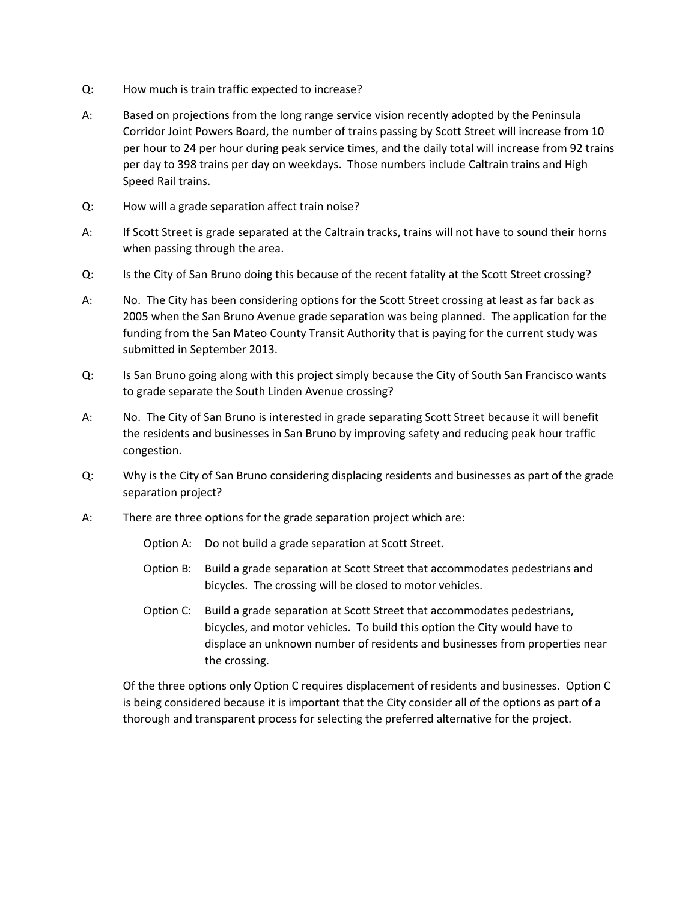Q: How much is train traffic expected to increase?

A: Based on projections from the long range service vision recently adopted by the Peninsula Corridor Joint Powers Board, the number of trains passing by Scott Street will increase from 10 per hour to 24 per hour during peak service times, and the daily total will increase from 92 trains per day to 398 trains per day on weekdays. Those numbers include Caltrain trains and High Speed Rail trains.

Q: How will a grade separation affect train noise?

A: If Scott Street is grade separated at the Caltrain tracks, trains will not have to sound their horns when passing through the area.

Q: Is the City of San Bruno doing this because of the recent fatality at the Scott Street crossing?

A: No. The City has been considering options for the Scott Street crossing at least as far back as 2005 when the San Bruno Avenue grade separation was being planned. The application for the funding from the San Mateo County Transit Authority that is paying for the current study was submitted in September 2013.

Q: Is San Bruno going along with this project simply because the City of South San Francisco wants to grade separate the South Linden Avenue crossing?

A: No. The City of San Bruno is interested in grade separating Scott Street because it will benefit the residents and businesses in San Bruno by improving safety and reducing peak hour traffic congestion.

Q: Why is the City of San Bruno considering displacing residents and businesses as part of the grade separation project?

A: There are three options for the grade separation project which are:

Option A: Do not build a grade separation at Scott Street.

Option B: Build a grade separation at Scott Street that accommodates pedestrians and bicycles. The crossing will be closed to motor vehicles.

Option C: Build a grade separation at Scott Street that accommodates pedestrians, bicycles, and motor vehicles. To build this option the City would have to displace an unknown number of residents and businesses from properties near the crossing.

Of the three options only Option C requires displacement of residents and businesses. Option C is being considered because it is important that the City consider all of the options as part of a thorough and transparent process for selecting the preferred alternative for the project.